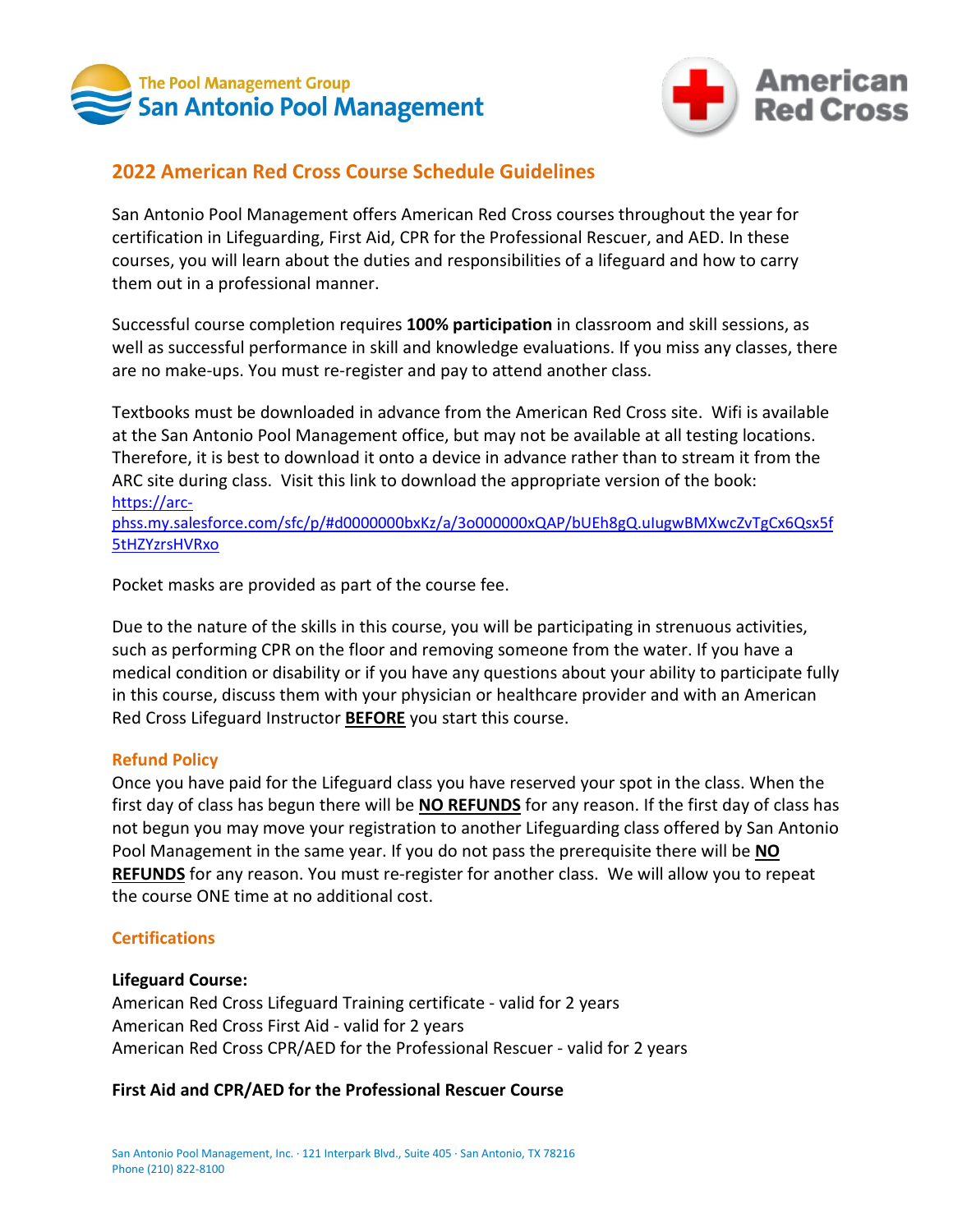The Pool Management Group
San Antonio Pool Management

American Red Cross

## 2022 American Red Cross Course Schedule Guidelines

San Antonio Pool Management offers American Red Cross courses throughout the year for certification in Lifeguarding, First Aid, CPR for the Professional Rescuer, and AED. In these courses, you will learn about the duties and responsibilities of a lifeguard and how to carry them out in a professional manner.

Successful course completion requires **100% participation** in classroom and skill sessions, as well as successful performance in skill and knowledge evaluations. If you miss any classes, there are no make-ups. You must re-register and pay to attend another class.

Textbooks must be downloaded in advance from the American Red Cross site. Wifi is available at the San Antonio Pool Management office, but may not be available at all testing locations. Therefore, it is best to download it onto a device in advance rather than to stream it from the ARC site during class. Visit this link to download the appropriate version of the book: https://arc-phss.my.salesforce.com/sfc/p/#d0000000bxKz/a/3o000000xQAP/bUEh8gQ.uIugwBMXwcZvTgCx6Qsx5f5tHZYzrsHVRxo

Pocket masks are provided as part of the course fee.

Due to the nature of the skills in this course, you will be participating in strenuous activities, such as performing CPR on the floor and removing someone from the water. If you have a medical condition or disability or if you have any questions about your ability to participate fully in this course, discuss them with your physician or healthcare provider and with an American Red Cross Lifeguard Instructor **BEFORE** you start this course.

### Refund Policy

Once you have paid for the Lifeguard class you have reserved your spot in the class. When the first day of class has begun there will be **NO REFUNDS** for any reason. If the first day of class has not begun you may move your registration to another Lifeguarding class offered by San Antonio Pool Management in the same year. If you do not pass the prerequisite there will be **NO REFUNDS** for any reason. You must re-register for another class. We will allow you to repeat the course ONE time at no additional cost.

### Certifications

**Lifeguard Course:**
American Red Cross Lifeguard Training certificate - valid for 2 years
American Red Cross First Aid - valid for 2 years
American Red Cross CPR/AED for the Professional Rescuer - valid for 2 years

**First Aid and CPR/AED for the Professional Rescuer Course**

San Antonio Pool Management, Inc. · 121 Interpark Blvd., Suite 405 · San Antonio, TX 78216
Phone (210) 822-8100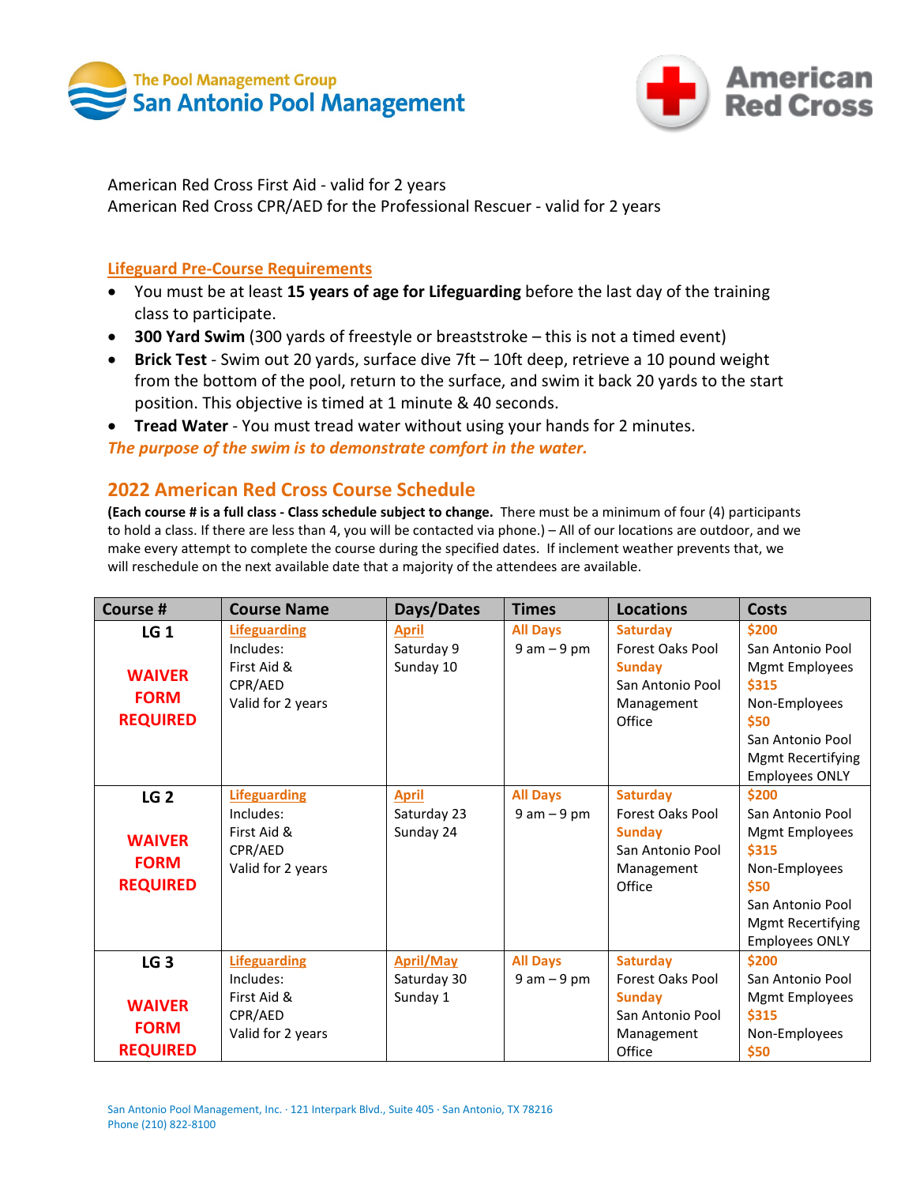The Pool Management Group
San Antonio Pool Management

American Red Cross

American Red Cross First Aid - valid for 2 years
American Red Cross CPR/AED for the Professional Rescuer - valid for 2 years

## Lifeguard Pre-Course Requirements

- You must be at least **15 years of age for Lifeguarding** before the last day of the training class to participate.
- **300 Yard Swim** (300 yards of freestyle or breaststroke – this is not a timed event)
- **Brick Test** - Swim out 20 yards, surface dive 7ft – 10ft deep, retrieve a 10 pound weight from the bottom of the pool, return to the surface, and swim it back 20 yards to the start position. This objective is timed at 1 minute & 40 seconds.
- **Tread Water** - You must tread water without using your hands for 2 minutes.

***The purpose of the swim is to demonstrate comfort in the water.***

## 2022 American Red Cross Course Schedule

**(Each course # is a full class - Class schedule subject to change.** There must be a minimum of four (4) participants to hold a class. If there are less than 4, you will be contacted via phone.) – All of our locations are outdoor, and we make every attempt to complete the course during the specified dates. If inclement weather prevents that, we will reschedule on the next available date that a majority of the attendees are available.

| Course # | Course Name | Days/Dates | Times | Locations | Costs |
|---|---|---|---|---|---|
| **LG 1**<br>**WAIVER FORM REQUIRED** | **Lifeguarding**<br>Includes:<br>First Aid & CPR/AED<br>Valid for 2 years | **April**<br>Saturday 9<br>Sunday 10 | **All Days**<br>9 am – 9 pm | **Saturday**<br>Forest Oaks Pool<br>**Sunday**<br>San Antonio Pool Management Office | **$200**<br>San Antonio Pool Mgmt Employees<br>**$315**<br>Non-Employees<br>**$50**<br>San Antonio Pool Mgmt Recertifying Employees ONLY |
| **LG 2**<br>**WAIVER FORM REQUIRED** | **Lifeguarding**<br>Includes:<br>First Aid & CPR/AED<br>Valid for 2 years | **April**<br>Saturday 23<br>Sunday 24 | **All Days**<br>9 am – 9 pm | **Saturday**<br>Forest Oaks Pool<br>**Sunday**<br>San Antonio Pool Management Office | **$200**<br>San Antonio Pool Mgmt Employees<br>**$315**<br>Non-Employees<br>**$50**<br>San Antonio Pool Mgmt Recertifying Employees ONLY |
| **LG 3**<br>**WAIVER FORM REQUIRED** | **Lifeguarding**<br>Includes:<br>First Aid & CPR/AED<br>Valid for 2 years | **April/May**<br>Saturday 30<br>Sunday 1 | **All Days**<br>9 am – 9 pm | **Saturday**<br>Forest Oaks Pool<br>**Sunday**<br>San Antonio Pool Management Office | **$200**<br>San Antonio Pool Mgmt Employees<br>**$315**<br>Non-Employees<br>**$50** |

San Antonio Pool Management, Inc. · 121 Interpark Blvd., Suite 405 · San Antonio, TX 78216
Phone (210) 822-8100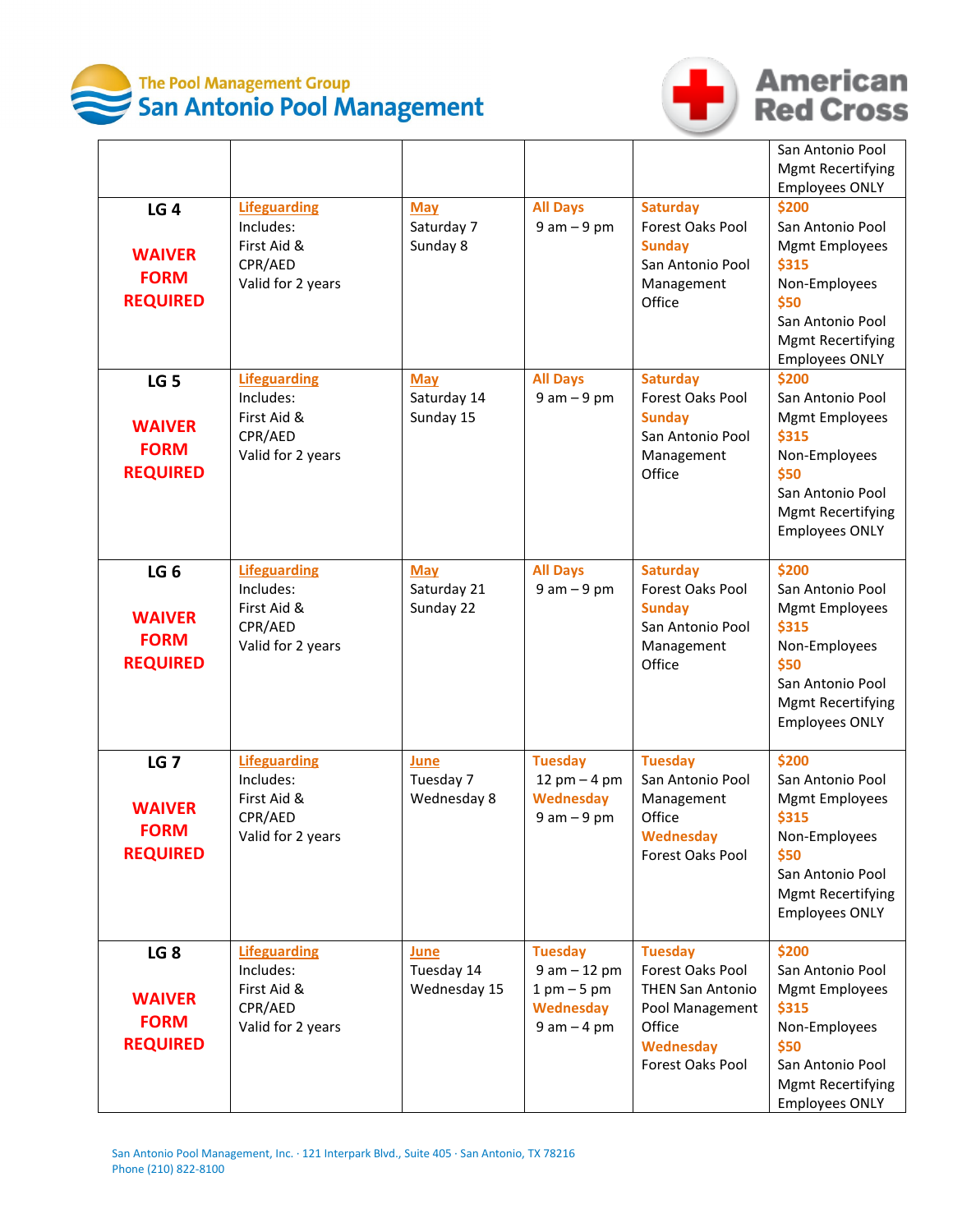The Pool Management Group
San Antonio Pool Management

American Red Cross

| | | | | | |
|---|---|---|---|---|---|
| | | | | | San Antonio Pool Mgmt Recertifying Employees ONLY |
| **LG 4** **WAIVER FORM REQUIRED** | **Lifeguarding** Includes: First Aid & CPR/AED Valid for 2 years | **May** Saturday 7 Sunday 8 | **All Days** 9 am – 9 pm | **Saturday** Forest Oaks Pool **Sunday** San Antonio Pool Management Office | **$200** San Antonio Pool Mgmt Employees **$315** Non-Employees **$50** San Antonio Pool Mgmt Recertifying Employees ONLY |
| **LG 5** **WAIVER FORM REQUIRED** | **Lifeguarding** Includes: First Aid & CPR/AED Valid for 2 years | **May** Saturday 14 Sunday 15 | **All Days** 9 am – 9 pm | **Saturday** Forest Oaks Pool **Sunday** San Antonio Pool Management Office | **$200** San Antonio Pool Mgmt Employees **$315** Non-Employees **$50** San Antonio Pool Mgmt Recertifying Employees ONLY |
| **LG 6** **WAIVER FORM REQUIRED** | **Lifeguarding** Includes: First Aid & CPR/AED Valid for 2 years | **May** Saturday 21 Sunday 22 | **All Days** 9 am – 9 pm | **Saturday** Forest Oaks Pool **Sunday** San Antonio Pool Management Office | **$200** San Antonio Pool Mgmt Employees **$315** Non-Employees **$50** San Antonio Pool Mgmt Recertifying Employees ONLY |
| **LG 7** **WAIVER FORM REQUIRED** | **Lifeguarding** Includes: First Aid & CPR/AED Valid for 2 years | **June** Tuesday 7 Wednesday 8 | **Tuesday** 12 pm – 4 pm **Wednesday** 9 am – 9 pm | **Tuesday** San Antonio Pool Management Office **Wednesday** Forest Oaks Pool | **$200** San Antonio Pool Mgmt Employees **$315** Non-Employees **$50** San Antonio Pool Mgmt Recertifying Employees ONLY |
| **LG 8** **WAIVER FORM REQUIRED** | **Lifeguarding** Includes: First Aid & CPR/AED Valid for 2 years | **June** Tuesday 14 Wednesday 15 | **Tuesday** 9 am – 12 pm 1 pm – 5 pm **Wednesday** 9 am – 4 pm | **Tuesday** Forest Oaks Pool THEN San Antonio Pool Management Office **Wednesday** Forest Oaks Pool | **$200** San Antonio Pool Mgmt Employees **$315** Non-Employees **$50** San Antonio Pool Mgmt Recertifying Employees ONLY |

San Antonio Pool Management, Inc. · 121 Interpark Blvd., Suite 405 · San Antonio, TX 78216
Phone (210) 822-8100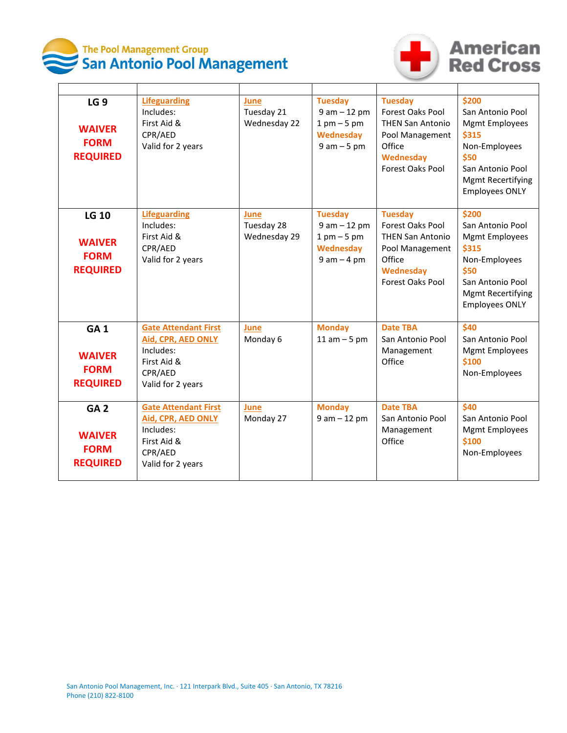The Pool Management Group
San Antonio Pool Management

American Red Cross

| | | | | | |
|---|---|---|---|---|---|
| **LG 9**<br><br>**WAIVER FORM REQUIRED** | **Lifeguarding**<br>Includes:<br>First Aid &<br>CPR/AED<br>Valid for 2 years | **June**<br>Tuesday 21<br>Wednesday 22 | **Tuesday**<br>9 am – 12 pm<br>1 pm – 5 pm<br>**Wednesday**<br>9 am – 5 pm | **Tuesday**<br>Forest Oaks Pool THEN San Antonio Pool Management Office<br>**Wednesday**<br>Forest Oaks Pool | **$200**<br>San Antonio Pool Mgmt Employees<br>**$315**<br>Non-Employees<br>**$50**<br>San Antonio Pool Mgmt Recertifying Employees ONLY |
| **LG 10**<br><br>**WAIVER FORM REQUIRED** | **Lifeguarding**<br>Includes:<br>First Aid &<br>CPR/AED<br>Valid for 2 years | **June**<br>Tuesday 28<br>Wednesday 29 | **Tuesday**<br>9 am – 12 pm<br>1 pm – 5 pm<br>**Wednesday**<br>9 am – 4 pm | **Tuesday**<br>Forest Oaks Pool THEN San Antonio Pool Management Office<br>**Wednesday**<br>Forest Oaks Pool | **$200**<br>San Antonio Pool Mgmt Employees<br>**$315**<br>Non-Employees<br>**$50**<br>San Antonio Pool Mgmt Recertifying Employees ONLY |
| **GA 1**<br><br>**WAIVER FORM REQUIRED** | **Gate Attendant First Aid, CPR, AED ONLY**<br>Includes:<br>First Aid &<br>CPR/AED<br>Valid for 2 years | **June**<br>Monday 6 | **Monday**<br>11 am – 5 pm | **Date TBA**<br>San Antonio Pool Management Office | **$40**<br>San Antonio Pool Mgmt Employees<br>**$100**<br>Non-Employees |
| **GA 2**<br><br>**WAIVER FORM REQUIRED** | **Gate Attendant First Aid, CPR, AED ONLY**<br>Includes:<br>First Aid &<br>CPR/AED<br>Valid for 2 years | **June**<br>Monday 27 | **Monday**<br>9 am – 12 pm | **Date TBA**<br>San Antonio Pool Management Office | **$40**<br>San Antonio Pool Mgmt Employees<br>**$100**<br>Non-Employees |

San Antonio Pool Management, Inc. · 121 Interpark Blvd., Suite 405 · San Antonio, TX 78216
Phone (210) 822-8100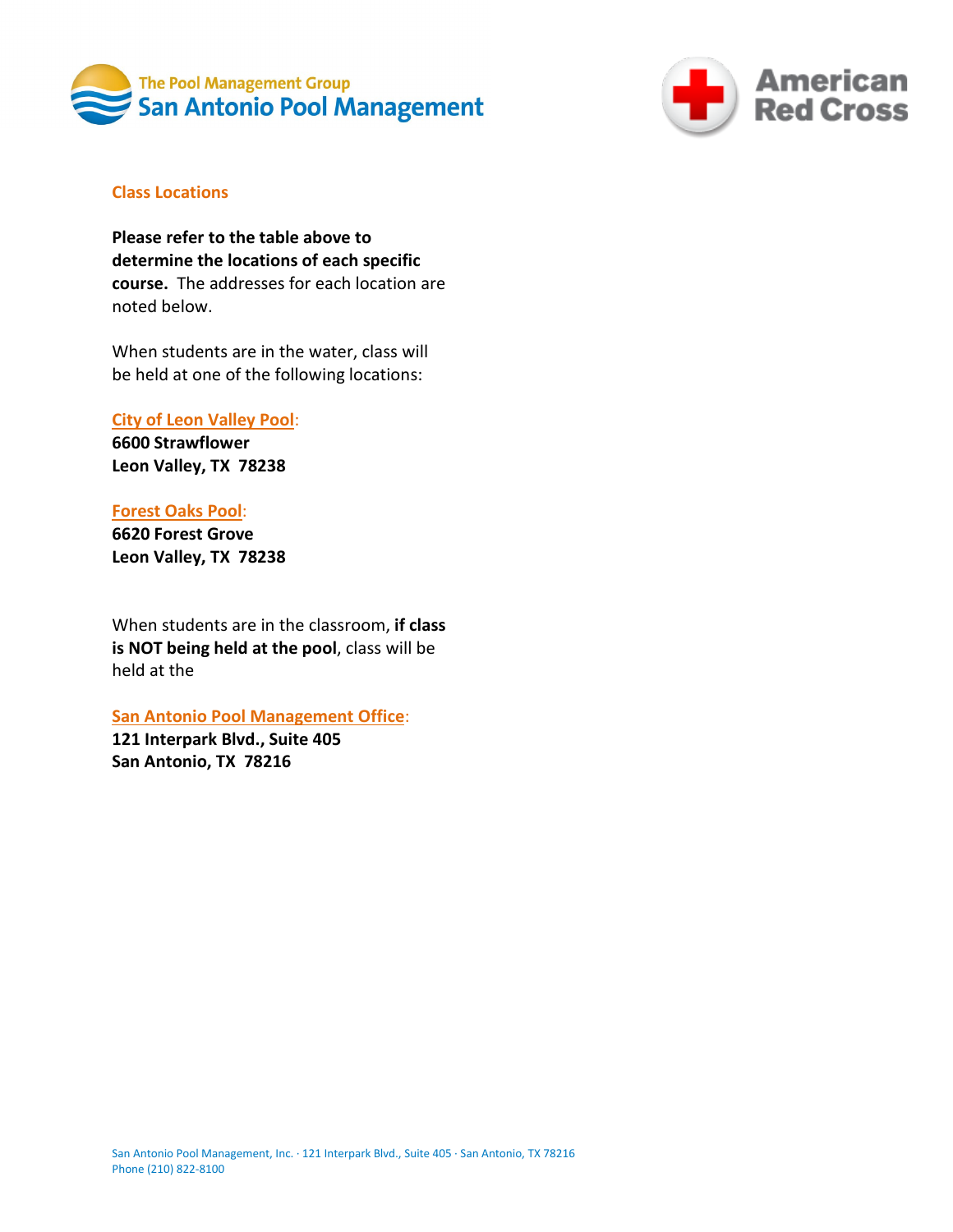## Class Locations

**Please refer to the table above to determine the locations of each specific course.** The addresses for each location are noted below.

When students are in the water, class will be held at one of the following locations:

City of Leon Valley Pool:
**6600 Strawflower**
**Leon Valley, TX 78238**

Forest Oaks Pool:
**6620 Forest Grove**
**Leon Valley, TX 78238**

When students are in the classroom, **if class is NOT being held at the pool**, class will be held at the

San Antonio Pool Management Office:
**121 Interpark Blvd., Suite 405**
**San Antonio, TX 78216**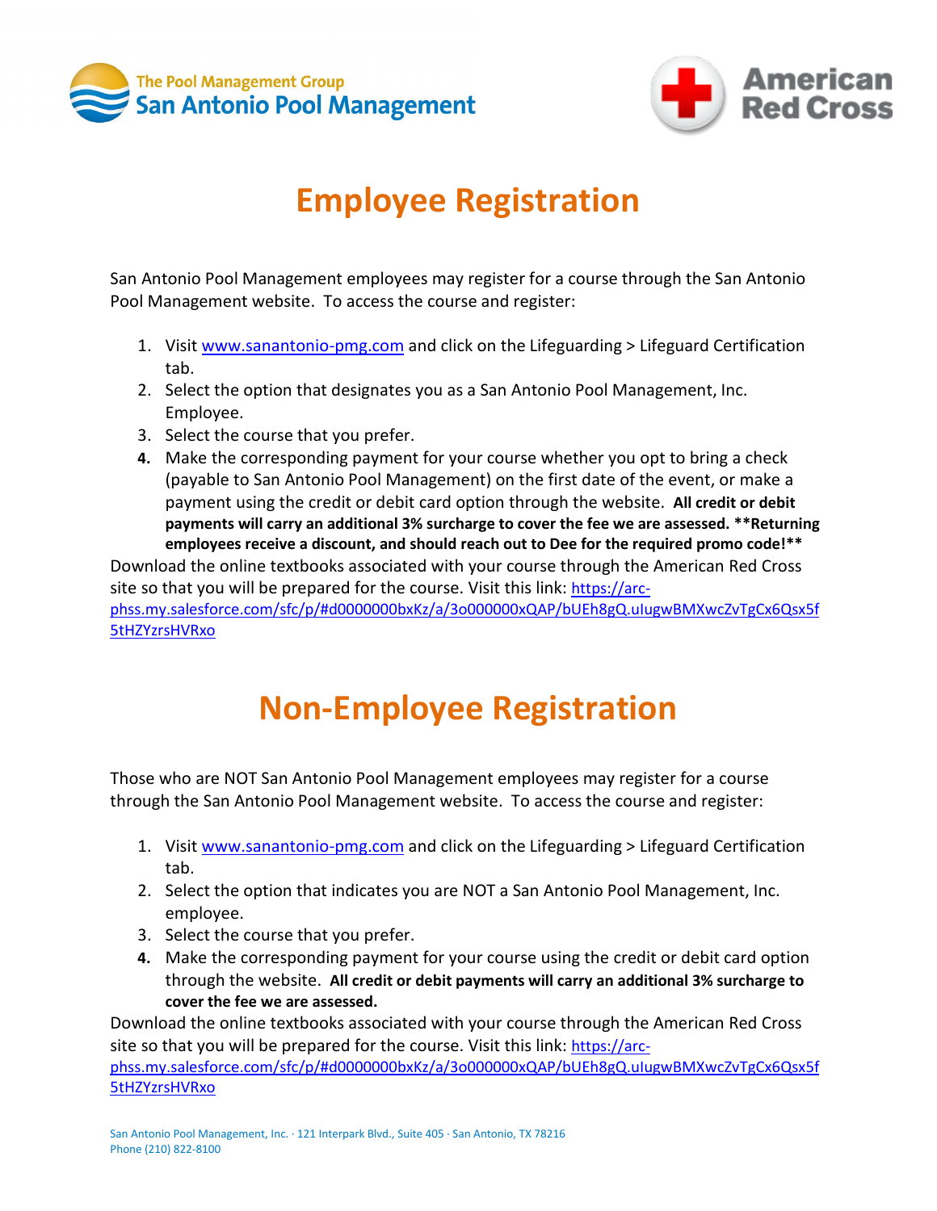The Pool Management Group
San Antonio Pool Management

American Red Cross

# Employee Registration

San Antonio Pool Management employees may register for a course through the San Antonio Pool Management website. To access the course and register:

1. Visit www.sanantonio-pmg.com and click on the Lifeguarding > Lifeguard Certification tab.
2. Select the option that designates you as a San Antonio Pool Management, Inc. Employee.
3. Select the course that you prefer.
4. Make the corresponding payment for your course whether you opt to bring a check (payable to San Antonio Pool Management) on the first date of the event, or make a payment using the credit or debit card option through the website. **All credit or debit payments will carry an additional 3% surcharge to cover the fee we are assessed. **Returning employees receive a discount, and should reach out to Dee for the required promo code!****

Download the online textbooks associated with your course through the American Red Cross site so that you will be prepared for the course. Visit this link: https://arc-phss.my.salesforce.com/sfc/p/#d0000000bxKz/a/3o000000xQAP/bUEh8gQ.ulugwBMXwcZvTgCx6Qsx5f5tHZYzrsHVRxo

# Non-Employee Registration

Those who are NOT San Antonio Pool Management employees may register for a course through the San Antonio Pool Management website. To access the course and register:

1. Visit www.sanantonio-pmg.com and click on the Lifeguarding > Lifeguard Certification tab.
2. Select the option that indicates you are NOT a San Antonio Pool Management, Inc. employee.
3. Select the course that you prefer.
4. Make the corresponding payment for your course using the credit or debit card option through the website. **All credit or debit payments will carry an additional 3% surcharge to cover the fee we are assessed.**

Download the online textbooks associated with your course through the American Red Cross site so that you will be prepared for the course. Visit this link: https://arc-phss.my.salesforce.com/sfc/p/#d0000000bxKz/a/3o000000xQAP/bUEh8gQ.ulugwBMXwcZvTgCx6Qsx5f5tHZYzrsHVRxo

San Antonio Pool Management, Inc. · 121 Interpark Blvd., Suite 405 · San Antonio, TX 78216
Phone (210) 822-8100